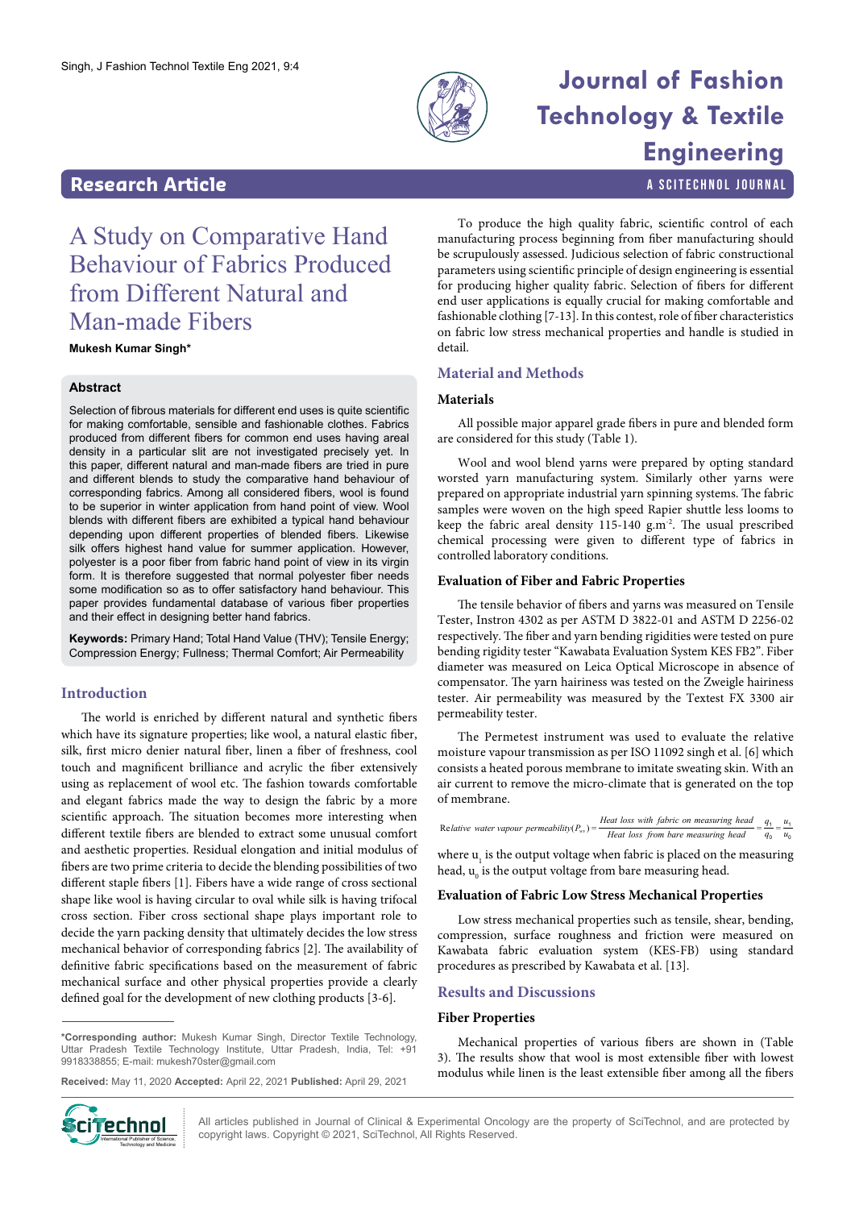Research Article

# A Study on Comparative Hand Behaviour of Fabrics Produced from Different Natural and Man-made Fibers

**Mukesh Kumar Singh***

## Abstract

Selection of fibrous materials for different end uses is quite scientific for making comfortable, sensible and fashionable clothes. Fabrics produced from different fibers for common end uses having areal density in a particular slit are not investigated precisely yet. In this paper, different natural and man-made fibers are tried in pure and different blends to study the comparative hand behaviour of corresponding fabrics. Among all considered fibers, wool is found to be superior in winter application from hand point of view. Wool blends with different fibers are exhibited a typical hand behaviour depending upon different properties of blended fibers. Likewise silk offers highest hand value for summer application. However, polyester is a poor fiber from fabric hand point of view in its virgin form. It is therefore suggested that normal polyester fiber needs some modification so as to offer satisfactory hand behaviour. This paper provides fundamental database of various fiber properties and their effect in designing better hand fabrics.

**Keywords:** Primary Hand; Total Hand Value (THV); Tensile Energy; Compression Energy; Fullness; Thermal Comfort; Air Permeability

## Introduction

The world is enriched by different natural and synthetic fibers which have its signature properties; like wool, a natural elastic fiber, silk, first micro denier natural fiber, linen a fiber of freshness, cool touch and magnificent brilliance and acrylic the fiber extensively using as replacement of wool etc. The fashion towards comfortable and elegant fabrics made the way to design the fabric by a more scientific approach. The situation becomes more interesting when different textile fibers are blended to extract some unusual comfort and aesthetic properties. Residual elongation and initial modulus of fibers are two prime criteria to decide the blending possibilities of two different staple fibers [1]. Fibers have a wide range of cross sectional shape like wool is having circular to oval while silk is having trifocal cross section. Fiber cross sectional shape plays important role to decide the yarn packing density that ultimately decides the low stress mechanical behavior of corresponding fabrics [2]. The availability of definitive fabric specifications based on the measurement of fabric mechanical surface and other physical properties provide a clearly defined goal for the development of new clothing products [3-6].

To produce the high quality fabric, scientific control of each manufacturing process beginning from fiber manufacturing should be scrupulously assessed. Judicious selection of fabric constructional parameters using scientific principle of design engineering is essential for producing higher quality fabric. Selection of fibers for different end user applications is equally crucial for making comfortable and fashionable clothing [7-13]. In this contest, role of fiber characteristics on fabric low stress mechanical properties and handle is studied in detail.

## Material and Methods

### Materials

All possible major apparel grade fibers in pure and blended form are considered for this study (Table 1).

Wool and wool blend yarns were prepared by opting standard worsted yarn manufacturing system. Similarly other yarns were prepared on appropriate industrial yarn spinning systems. The fabric samples were woven on the high speed Rapier shuttle less looms to keep the fabric areal density 115-140 g.m$^{-2}$. The usual prescribed chemical processing were given to different type of fabrics in controlled laboratory conditions.

### Evaluation of Fiber and Fabric Properties

The tensile behavior of fibers and yarns was measured on Tensile Tester, Instron 4302 as per ASTM D 3822-01 and ASTM D 2256-02 respectively. The fiber and yarn bending rigidities were tested on pure bending rigidity tester "Kawabata Evaluation System KES FB2". Fiber diameter was measured on Leica Optical Microscope in absence of compensator. The yarn hairiness was tested on the Zweigle hairiness tester. Air permeability was measured by the Textest FX 3300 air permeability tester.

The Permetest instrument was used to evaluate the relative moisture vapour transmission as per ISO 11092 singh et al. [6] which consists a heated porous membrane to imitate sweating skin. With an air current to remove the micro-climate that is generated on the top of membrane.

$$\text{Relative water vapour permeability}(P_{wv}) = \frac{\text{Heat loss with fabric on measuring head}}{\text{Heat loss from bare measuring head}} = \frac{q_1}{q_0} = \frac{u_1}{u_0}$$

where $u_1$ is the output voltage when fabric is placed on the measuring head, $u_0$ is the output voltage from bare measuring head.

### Evaluation of Fabric Low Stress Mechanical Properties

Low stress mechanical properties such as tensile, shear, bending, compression, surface roughness and friction were measured on Kawabata fabric evaluation system (KES-FB) using standard procedures as prescribed by Kawabata et al. [13].

## Results and Discussions

### Fiber Properties

Mechanical properties of various fibers are shown in (Table 3). The results show that wool is most extensible fiber with lowest modulus while linen is the least extensible fiber among all the fibers

*Corresponding author: Mukesh Kumar Singh, Director Textile Technology, Uttar Pradesh Textile Technology Institute, Uttar Pradesh, India, Tel: +91 9918338855; E-mail: mukesh70ster@gmail.com

**Received:** May 11, 2020 **Accepted:** April 22, 2021 **Published:** April 29, 2021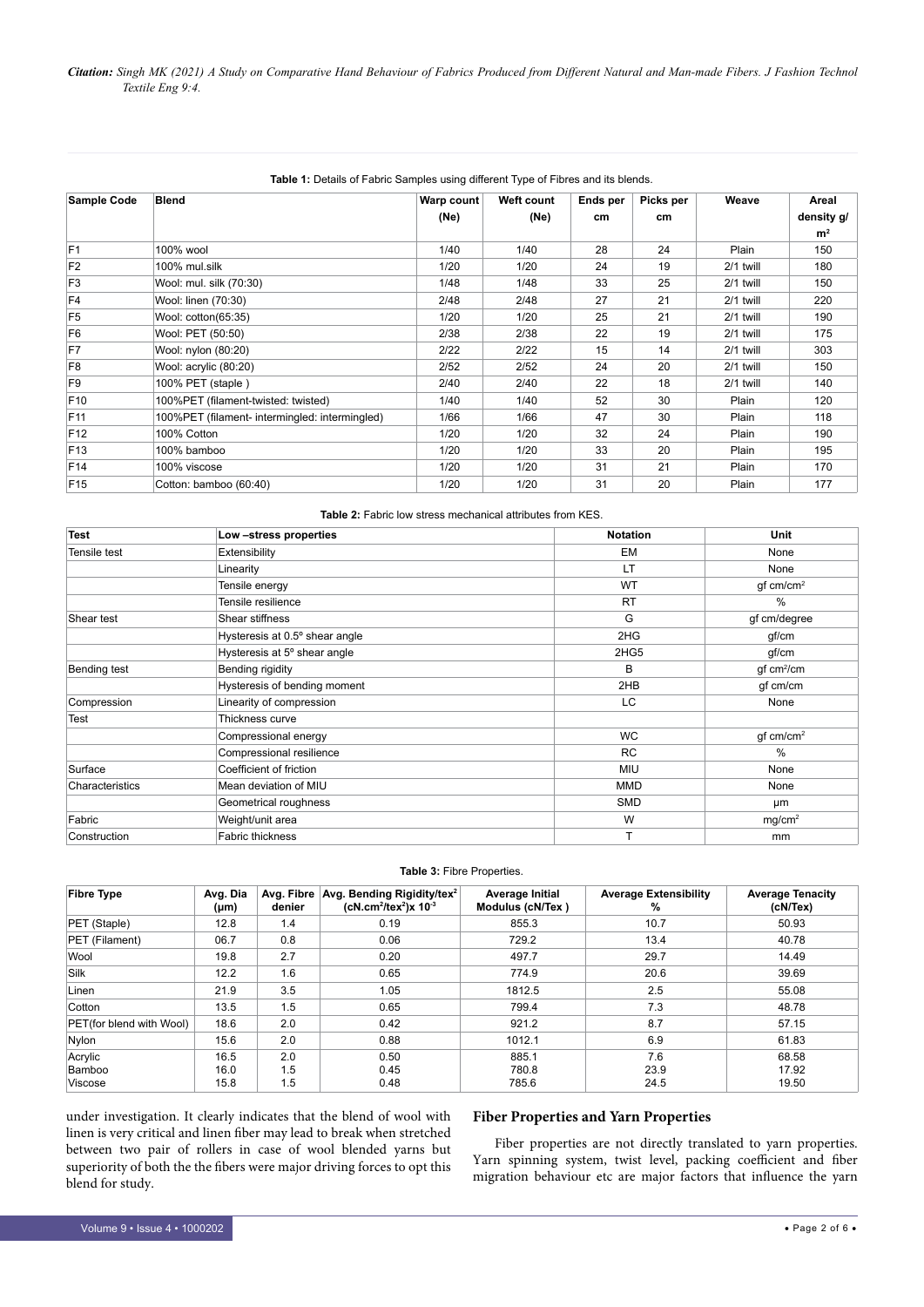**Table 1:** Details of Fabric Samples using different Type of Fibres and its blends.

| Sample Code | Blend | Warp count (Ne) | Weft count (Ne) | Ends per cm | Picks per cm | Weave | Areal density g/m² |
|---|---|---|---|---|---|---|---|
| F1 | 100% wool | 1/40 | 1/40 | 28 | 24 | Plain | 150 |
| F2 | 100% mul.silk | 1/20 | 1/20 | 24 | 19 | 2/1 twill | 180 |
| F3 | Wool: mul. silk (70:30) | 1/48 | 1/48 | 33 | 25 | 2/1 twill | 150 |
| F4 | Wool: linen (70:30) | 2/48 | 2/48 | 27 | 21 | 2/1 twill | 220 |
| F5 | Wool: cotton(65:35) | 1/20 | 1/20 | 25 | 21 | 2/1 twill | 190 |
| F6 | Wool: PET (50:50) | 2/38 | 2/38 | 22 | 19 | 2/1 twill | 175 |
| F7 | Wool: nylon (80:20) | 2/22 | 2/22 | 15 | 14 | 2/1 twill | 303 |
| F8 | Wool: acrylic (80:20) | 2/52 | 2/52 | 24 | 20 | 2/1 twill | 150 |
| F9 | 100% PET (staple ) | 2/40 | 2/40 | 22 | 18 | 2/1 twill | 140 |
| F10 | 100%PET (filament-twisted: twisted) | 1/40 | 1/40 | 52 | 30 | Plain | 120 |
| F11 | 100%PET (filament- intermingled: intermingled) | 1/66 | 1/66 | 47 | 30 | Plain | 118 |
| F12 | 100% Cotton | 1/20 | 1/20 | 32 | 24 | Plain | 190 |
| F13 | 100% bamboo | 1/20 | 1/20 | 33 | 20 | Plain | 195 |
| F14 | 100% viscose | 1/20 | 1/20 | 31 | 21 | Plain | 170 |
| F15 | Cotton: bamboo (60:40) | 1/20 | 1/20 | 31 | 20 | Plain | 177 |

**Table 2:** Fabric low stress mechanical attributes from KES.

| Test | Low –stress properties | Notation | Unit |
|---|---|---|---|
| Tensile test | Extensibility | EM | None |
| | Linearity | LT | None |
| | Tensile energy | WT | gf cm/cm² |
| | Tensile resilience | RT | % |
| Shear test | Shear stiffness | G | gf cm/degree |
| | Hysteresis at 0.5° shear angle | 2HG | gf/cm |
| | Hysteresis at 5° shear angle | 2HG5 | gf/cm |
| Bending test | Bending rigidity | B | gf cm²/cm |
| | Hysteresis of bending moment | 2HB | gf cm/cm |
| Compression | Linearity of compression | LC | None |
| Test | Thickness curve | | |
| | Compressional energy | WC | gf cm/cm² |
| | Compressional resilience | RC | % |
| Surface | Coefficient of friction | MIU | None |
| Characteristics | Mean deviation of MIU | MMD | None |
| | Geometrical roughness | SMD | µm |
| Fabric | Weight/unit area | W | mg/cm² |
| Construction | Fabric thickness | T | mm |

**Table 3:** Fibre Properties.

| Fibre Type | Avg. Dia (µm) | Avg. Fibre denier | Avg. Bending Rigidity/tex² (cN.cm²/tex²)x $10^{-3}$ | Average Initial Modulus (cN/Tex ) | Average Extensibility % | Average Tenacity (cN/Tex) |
|---|---|---|---|---|---|---|
| PET (Staple) | 12.8 | 1.4 | 0.19 | 855.3 | 10.7 | 50.93 |
| PET (Filament) | 06.7 | 0.8 | 0.06 | 729.2 | 13.4 | 40.78 |
| Wool | 19.8 | 2.7 | 0.20 | 497.7 | 29.7 | 14.49 |
| Silk | 12.2 | 1.6 | 0.65 | 774.9 | 20.6 | 39.69 |
| Linen | 21.9 | 3.5 | 1.05 | 1812.5 | 2.5 | 55.08 |
| Cotton | 13.5 | 1.5 | 0.65 | 799.4 | 7.3 | 48.78 |
| PET(for blend with Wool) | 18.6 | 2.0 | 0.42 | 921.2 | 8.7 | 57.15 |
| Nylon | 15.6 | 2.0 | 0.88 | 1012.1 | 6.9 | 61.83 |
| Acrylic | 16.5 | 2.0 | 0.50 | 885.1 | 7.6 | 68.58 |
| Bamboo | 16.0 | 1.5 | 0.45 | 780.8 | 23.9 | 17.92 |
| Viscose | 15.8 | 1.5 | 0.48 | 785.6 | 24.5 | 19.50 |

under investigation. It clearly indicates that the blend of wool with linen is very critical and linen fiber may lead to break when stretched between two pair of rollers in case of wool blended yarns but superiority of both the the fibers were major driving forces to opt this blend for study.

## Fiber Properties and Yarn Properties

Fiber properties are not directly translated to yarn properties. Yarn spinning system, twist level, packing coefficient and fiber migration behaviour etc are major factors that influence the yarn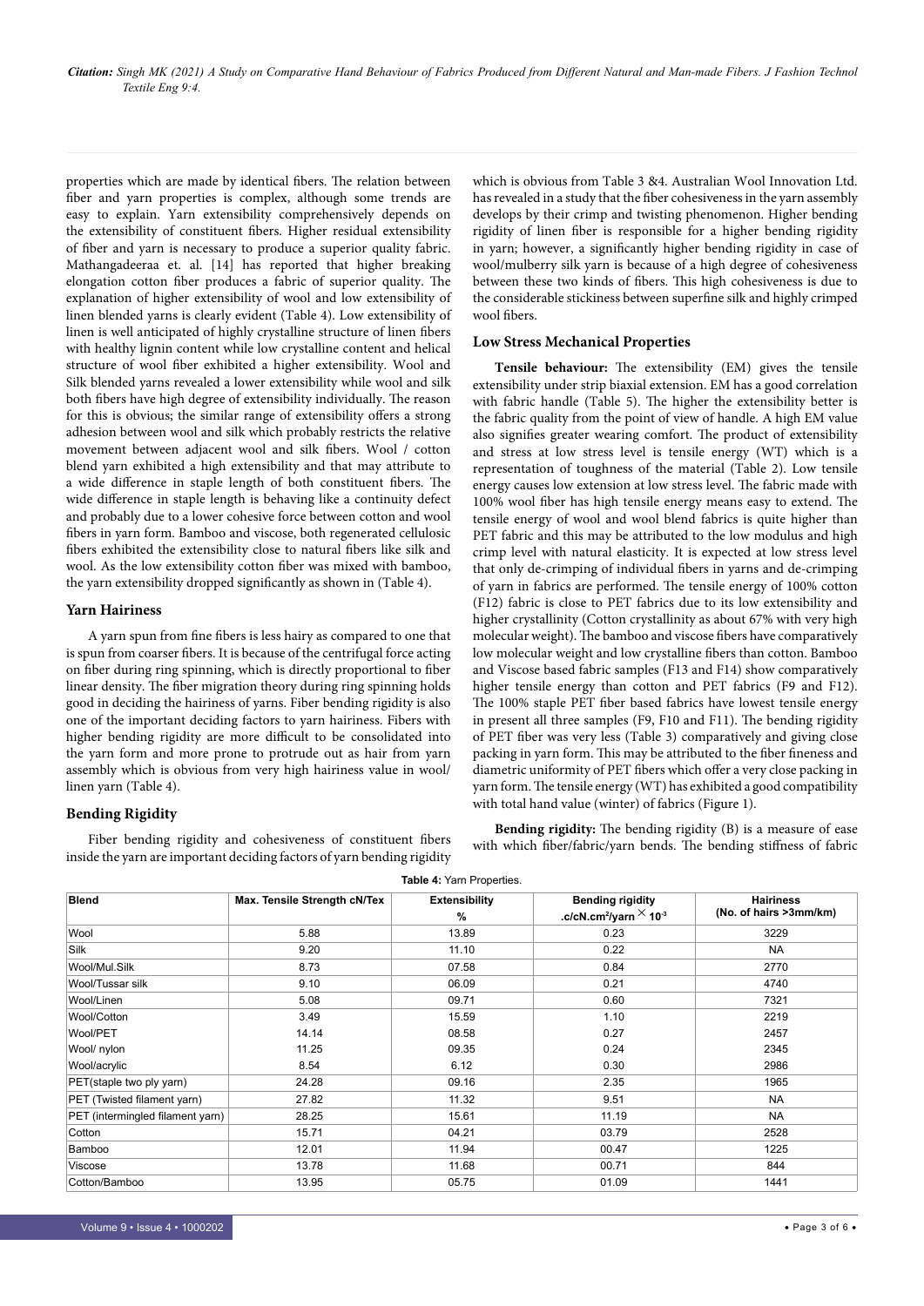properties which are made by identical fibers. The relation between fiber and yarn properties is complex, although some trends are easy to explain. Yarn extensibility comprehensively depends on the extensibility of constituent fibers. Higher residual extensibility of fiber and yarn is necessary to produce a superior quality fabric. Mathangadeeraa et. al. [14] has reported that higher breaking elongation cotton fiber produces a fabric of superior quality. The explanation of higher extensibility of wool and low extensibility of linen blended yarns is clearly evident (Table 4). Low extensibility of linen is well anticipated of highly crystalline structure of linen fibers with healthy lignin content while low crystalline content and helical structure of wool fiber exhibited a higher extensibility. Wool and Silk blended yarns revealed a lower extensibility while wool and silk both fibers have high degree of extensibility individually. The reason for this is obvious; the similar range of extensibility offers a strong adhesion between wool and silk which probably restricts the relative movement between adjacent wool and silk fibers. Wool / cotton blend yarn exhibited a high extensibility and that may attribute to a wide difference in staple length of both constituent fibers. The wide difference in staple length is behaving like a continuity defect and probably due to a lower cohesive force between cotton and wool fibers in yarn form. Bamboo and viscose, both regenerated cellulosic fibers exhibited the extensibility close to natural fibers like silk and wool. As the low extensibility cotton fiber was mixed with bamboo, the yarn extensibility dropped significantly as shown in (Table 4).

## Yarn Hairiness

A yarn spun from fine fibers is less hairy as compared to one that is spun from coarser fibers. It is because of the centrifugal force acting on fiber during ring spinning, which is directly proportional to fiber linear density. The fiber migration theory during ring spinning holds good in deciding the hairiness of yarns. Fiber bending rigidity is also one of the important deciding factors to yarn hairiness. Fibers with higher bending rigidity are more difficult to be consolidated into the yarn form and more prone to protrude out as hair from yarn assembly which is obvious from very high hairiness value in wool/ linen yarn (Table 4).

## Bending Rigidity

Fiber bending rigidity and cohesiveness of constituent fibers inside the yarn are important deciding factors of yarn bending rigidity which is obvious from Table 3 &4. Australian Wool Innovation Ltd. has revealed in a study that the fiber cohesiveness in the yarn assembly develops by their crimp and twisting phenomenon. Higher bending rigidity of linen fiber is responsible for a higher bending rigidity in yarn; however, a significantly higher bending rigidity in case of wool/mulberry silk yarn is because of a high degree of cohesiveness between these two kinds of fibers. This high cohesiveness is due to the considerable stickiness between superfine silk and highly crimped wool fibers.

## Low Stress Mechanical Properties

**Tensile behaviour:** The extensibility (EM) gives the tensile extensibility under strip biaxial extension. EM has a good correlation with fabric handle (Table 5). The higher the extensibility better is the fabric quality from the point of view of handle. A high EM value also signifies greater wearing comfort. The product of extensibility and stress at low stress level is tensile energy (WT) which is a representation of toughness of the material (Table 2). Low tensile energy causes low extension at low stress level. The fabric made with 100% wool fiber has high tensile energy means easy to extend. The tensile energy of wool and wool blend fabrics is quite higher than PET fabric and this may be attributed to the low modulus and high crimp level with natural elasticity. It is expected at low stress level that only de-crimping of individual fibers in yarns and de-crimping of yarn in fabrics are performed. The tensile energy of 100% cotton (F12) fabric is close to PET fabrics due to its low extensibility and higher crystallinity (Cotton crystallinity as about 67% with very high molecular weight). The bamboo and viscose fibers have comparatively low molecular weight and low crystalline fibers than cotton. Bamboo and Viscose based fabric samples (F13 and F14) show comparatively higher tensile energy than cotton and PET fabrics (F9 and F12). The 100% staple PET fiber based fabrics have lowest tensile energy in present all three samples (F9, F10 and F11). The bending rigidity of PET fiber was very less (Table 3) comparatively and giving close packing in yarn form. This may be attributed to the fiber fineness and diametric uniformity of PET fibers which offer a very close packing in yarn form. The tensile energy (WT) has exhibited a good compatibility with total hand value (winter) of fabrics (Figure 1).

**Bending rigidity:** The bending rigidity (B) is a measure of ease with which fiber/fabric/yarn bends. The bending stiffness of fabric

**Table 4:** Yarn Properties.

| Blend | Max. Tensile Strength cN/Tex | Extensibility % | Bending rigidity .c/cN.cm$^2$/yarn $\times$ $10^{-3}$ | Hairiness (No. of hairs >3mm/km) |
|---|---|---|---|---|
| Wool | 5.88 | 13.89 | 0.23 | 3229 |
| Silk | 9.20 | 11.10 | 0.22 | NA |
| Wool/Mul.Silk | 8.73 | 07.58 | 0.84 | 2770 |
| Wool/Tussar silk | 9.10 | 06.09 | 0.21 | 4740 |
| Wool/Linen | 5.08 | 09.71 | 0.60 | 7321 |
| Wool/Cotton | 3.49 | 15.59 | 1.10 | 2219 |
| Wool/PET | 14.14 | 08.58 | 0.27 | 2457 |
| Wool/ nylon | 11.25 | 09.35 | 0.24 | 2345 |
| Wool/acrylic | 8.54 | 6.12 | 0.30 | 2986 |
| PET(staple two ply yarn) | 24.28 | 09.16 | 2.35 | 1965 |
| PET (Twisted filament yarn) | 27.82 | 11.32 | 9.51 | NA |
| PET (intermingled filament yarn) | 28.25 | 15.61 | 11.19 | NA |
| Cotton | 15.71 | 04.21 | 03.79 | 2528 |
| Bamboo | 12.01 | 11.94 | 00.47 | 1225 |
| Viscose | 13.78 | 11.68 | 00.71 | 844 |
| Cotton/Bamboo | 13.95 | 05.75 | 01.09 | 1441 |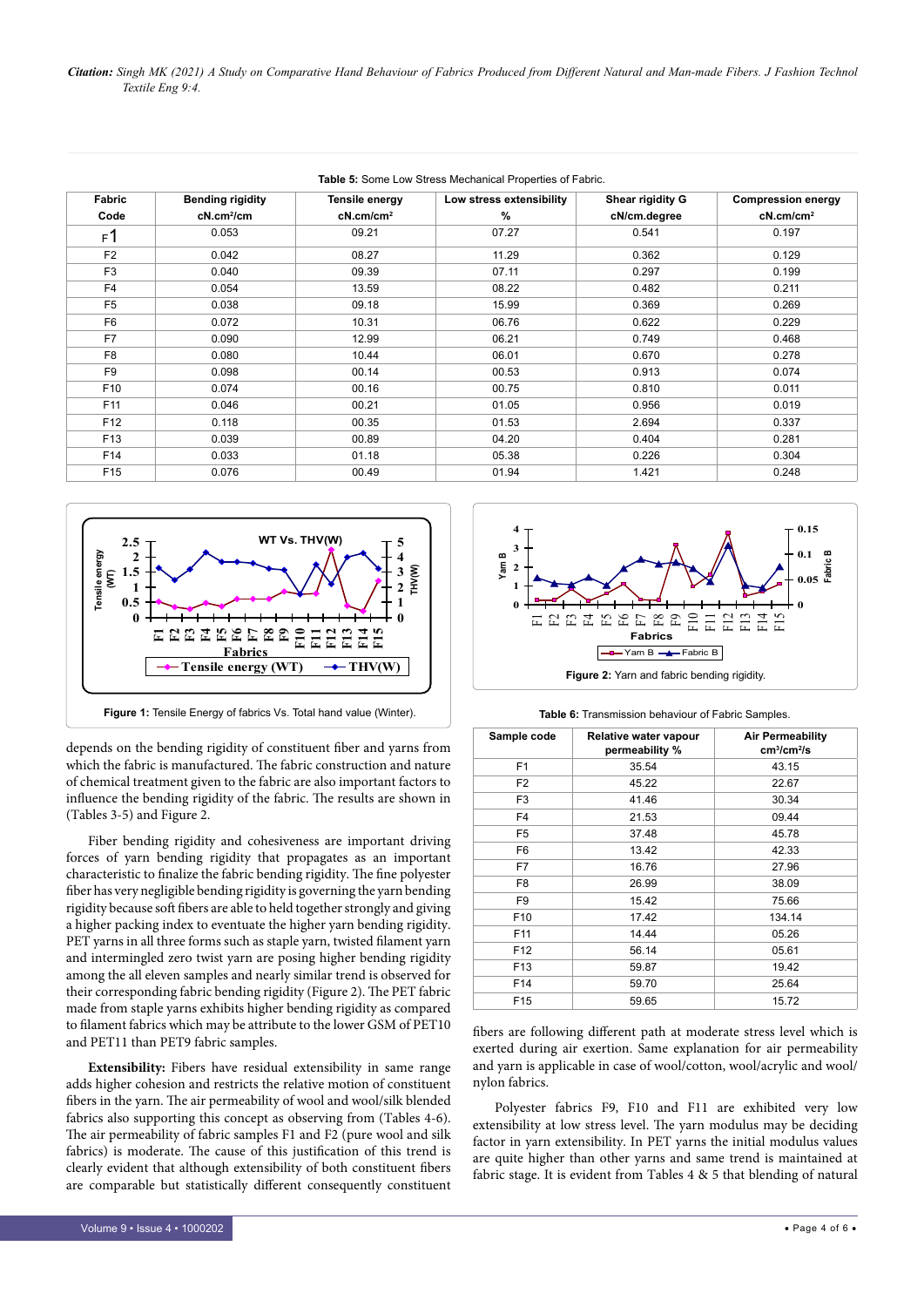Table 5: Some Low Stress Mechanical Properties of Fabric.

| Fabric Code | Bending rigidity cN.cm²/cm | Tensile energy cN.cm/cm² | Low stress extensibility % | Shear rigidity G cN/cm.degree | Compression energy cN.cm/cm² |
|---|---|---|---|---|---|
| F1 | 0.053 | 09.21 | 07.27 | 0.541 | 0.197 |
| F2 | 0.042 | 08.27 | 11.29 | 0.362 | 0.129 |
| F3 | 0.040 | 09.39 | 07.11 | 0.297 | 0.199 |
| F4 | 0.054 | 13.59 | 08.22 | 0.482 | 0.211 |
| F5 | 0.038 | 09.18 | 15.99 | 0.369 | 0.269 |
| F6 | 0.072 | 10.31 | 06.76 | 0.622 | 0.229 |
| F7 | 0.090 | 12.99 | 06.21 | 0.749 | 0.468 |
| F8 | 0.080 | 10.44 | 06.01 | 0.670 | 0.278 |
| F9 | 0.098 | 00.14 | 00.53 | 0.913 | 0.074 |
| F10 | 0.074 | 00.16 | 00.75 | 0.810 | 0.011 |
| F11 | 0.046 | 00.21 | 01.05 | 0.956 | 0.019 |
| F12 | 0.118 | 00.35 | 01.53 | 2.694 | 0.337 |
| F13 | 0.039 | 00.89 | 04.20 | 0.404 | 0.281 |
| F14 | 0.033 | 01.18 | 05.38 | 0.226 | 0.304 |
| F15 | 0.076 | 00.49 | 01.94 | 1.421 | 0.248 |

Figure 1: Tensile Energy of fabrics Vs. Total hand value (Winter).

Figure 2: Yarn and fabric bending rigidity.

depends on the bending rigidity of constituent fiber and yarns from which the fabric is manufactured. The fabric construction and nature of chemical treatment given to the fabric are also important factors to influence the bending rigidity of the fabric. The results are shown in (Tables 3-5) and Figure 2.

Fiber bending rigidity and cohesiveness are important driving forces of yarn bending rigidity that propagates as an important characteristic to finalize the fabric bending rigidity. The fine polyester fiber has very negligible bending rigidity is governing the yarn bending rigidity because soft fibers are able to held together strongly and giving a higher packing index to eventuate the higher yarn bending rigidity. PET yarns in all three forms such as staple yarn, twisted filament yarn and intermingled zero twist yarn are posing higher bending rigidity among the all eleven samples and nearly similar trend is observed for their corresponding fabric bending rigidity (Figure 2). The PET fabric made from staple yarns exhibits higher bending rigidity as compared to filament fabrics which may be attribute to the lower GSM of PET10 and PET11 than PET9 fabric samples.

**Extensibility:** Fibers have residual extensibility in same range adds higher cohesion and restricts the relative motion of constituent fibers in the yarn. The air permeability of wool and wool/silk blended fabrics also supporting this concept as observing from (Tables 4-6). The air permeability of fabric samples F1 and F2 (pure wool and silk fabrics) is moderate. The cause of this justification of this trend is clearly evident that although extensibility of both constituent fibers are comparable but statistically different consequently constituent fibers are following different path at moderate stress level which is exerted during air exertion. Same explanation for air permeability and yarn is applicable in case of wool/cotton, wool/acrylic and wool/nylon fabrics.

Table 6: Transmission behaviour of Fabric Samples.

| Sample code | Relative water vapour permeability % | Air Permeability cm³/cm²/s |
|---|---|---|
| F1 | 35.54 | 43.15 |
| F2 | 45.22 | 22.67 |
| F3 | 41.46 | 30.34 |
| F4 | 21.53 | 09.44 |
| F5 | 37.48 | 45.78 |
| F6 | 13.42 | 42.33 |
| F7 | 16.76 | 27.96 |
| F8 | 26.99 | 38.09 |
| F9 | 15.42 | 75.66 |
| F10 | 17.42 | 134.14 |
| F11 | 14.44 | 05.26 |
| F12 | 56.14 | 05.61 |
| F13 | 59.87 | 19.42 |
| F14 | 59.70 | 25.64 |
| F15 | 59.65 | 15.72 |

Polyester fabrics F9, F10 and F11 are exhibited very low extensibility at low stress level. The yarn modulus may be deciding factor in yarn extensibility. In PET yarns the initial modulus values are quite higher than other yarns and same trend is maintained at fabric stage. It is evident from Tables 4 & 5 that blending of natural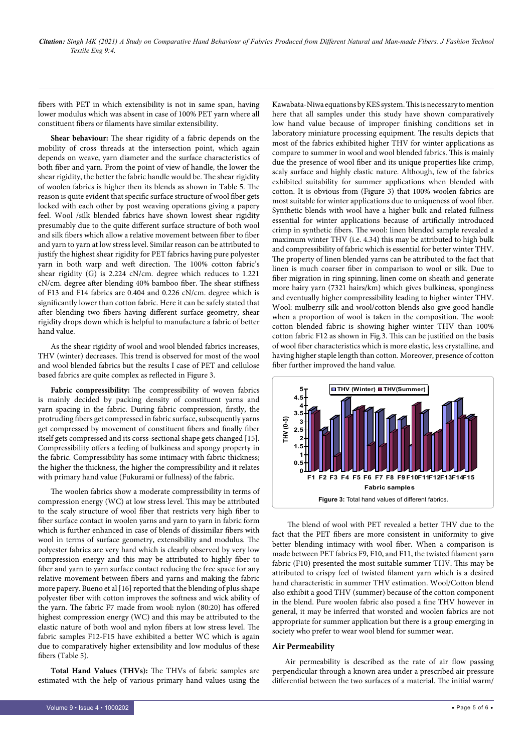fibers with PET in which extensibility is not in same span, having lower modulus which was absent in case of 100% PET yarn where all constituent fibers or filaments have similar extensibility.

**Shear behaviour:** The shear rigidity of a fabric depends on the mobility of cross threads at the intersection point, which again depends on weave, yarn diameter and the surface characteristics of both fiber and yarn. From the point of view of handle, the lower the shear rigidity, the better the fabric handle would be. The shear rigidity of woolen fabrics is higher then its blends as shown in Table 5. The reason is quite evident that specific surface structure of wool fiber gets locked with each other by post weaving operations giving a papery feel. Wool /silk blended fabrics have shown lowest shear rigidity presumably due to the quite different surface structure of both wool and silk fibers which allow a relative movement between fiber to fiber and yarn to yarn at low stress level. Similar reason can be attributed to justify the highest shear rigidity for PET fabrics having pure polyester yarn in both warp and weft direction. The 100% cotton fabric's shear rigidity (G) is 2.224 cN/cm. degree which reduces to 1.221 cN/cm. degree after blending 40% bamboo fiber. The shear stiffness of F13 and F14 fabrics are 0.404 and 0.226 cN/cm. degree which is significantly lower than cotton fabric. Here it can be safely stated that after blending two fibers having different surface geometry, shear rigidity drops down which is helpful to manufacture a fabric of better hand value.

As the shear rigidity of wool and wool blended fabrics increases, THV (winter) decreases. This trend is observed for most of the wool and wool blended fabrics but the results I case of PET and cellulose based fabrics are quite complex as reflected in Figure 3.

**Fabric compressibility:** The compressibility of woven fabrics is mainly decided by packing density of constituent yarns and yarn spacing in the fabric. During fabric compression, firstly, the protruding fibers get compressed in fabric surface, subsequently yarns get compressed by movement of constituent fibers and finally fiber itself gets compressed and its corss-sectional shape gets changed [15]. Compressibility offers a feeling of bulkiness and spongy property in the fabric. Compressibility has some intimacy with fabric thickness; the higher the thickness, the higher the compressibility and it relates with primary hand value (Fukurami or fullness) of the fabric.

The woolen fabrics show a moderate compressibility in terms of compression energy (WC) at low stress level. This may be attributed to the scaly structure of wool fiber that restricts very high fiber to fiber surface contact in woolen yarns and yarn to yarn in fabric form which is further enhanced in case of blends of dissimilar fibers with wool in terms of surface geometry, extensibility and modulus. The polyester fabrics are very hard which is clearly observed by very low compression energy and this may be attributed to highly fiber to fiber and yarn to yarn surface contact reducing the free space for any relative movement between fibers and yarns and making the fabric more papery. Bueno et al [16] reported that the blending of plus shape polyester fiber with cotton improves the softness and wick ability of the yarn. The fabric F7 made from wool: nylon (80:20) has offered highest compression energy (WC) and this may be attributed to the elastic nature of both wool and nylon fibers at low stress level. The fabric samples F12-F15 have exhibited a better WC which is again due to comparatively higher extensibility and low modulus of these fibers (Table 5).

**Total Hand Values (THVs):** The THVs of fabric samples are estimated with the help of various primary hand values using the Kawabata-Niwa equations by KES system. This is necessary to mention here that all samples under this study have shown comparatively low hand value because of improper finishing conditions set in laboratory miniature processing equipment. The results depicts that most of the fabrics exhibited higher THV for winter applications as compare to summer in wool and wool blended fabrics. This is mainly due the presence of wool fiber and its unique properties like crimp, scaly surface and highly elastic nature. Although, few of the fabrics exhibited suitability for summer applications when blended with cotton. It is obvious from (Figure 3) that 100% woolen fabrics are most suitable for winter applications due to uniqueness of wool fiber. Synthetic blends with wool have a higher bulk and related fullness essential for winter applications because of artificially introduced crimp in synthetic fibers. The wool: linen blended sample revealed a maximum winter THV (i.e. 4.34) this may be attributed to high bulk and compressibility of fabric which is essential for better winter THV. The property of linen blended yarns can be attributed to the fact that linen is much coarser fiber in comparison to wool or silk. Due to fiber migration in ring spinning, linen come on sheath and generate more hairy yarn (7321 hairs/km) which gives bulkiness, sponginess and eventually higher compressibility leading to higher winter THV. Wool: mulberry silk and wool/cotton blends also give good handle when a proportion of wool is taken in the composition. The wool: cotton blended fabric is showing higher winter THV than 100% cotton fabric F12 as shown in Fig.3. This can be justified on the basis of wool fiber characteristics which is more elastic, less crystalline, and having higher staple length than cotton. Moreover, presence of cotton fiber further improved the hand value.

**Figure 3:** Total hand values of different fabrics.

The blend of wool with PET revealed a better THV due to the fact that the PET fibers are more consistent in uniformity to give better blending intimacy with wool fiber. When a comparison is made between PET fabrics F9, F10, and F11, the twisted filament yarn fabric (F10) presented the most suitable summer THV. This may be attributed to crispy feel of twisted filament yarn which is a desired hand characteristic in summer THV estimation. Wool/Cotton blend also exhibit a good THV (summer) because of the cotton component in the blend. Pure woolen fabric also posed a fine THV however in general, it may be inferred that worsted and woolen fabrics are not appropriate for summer application but there is a group emerging in society who prefer to wear wool blend for summer wear.

## Air Permeability

Air permeability is described as the rate of air flow passing perpendicular through a known area under a prescribed air pressure differential between the two surfaces of a material. The initial warm/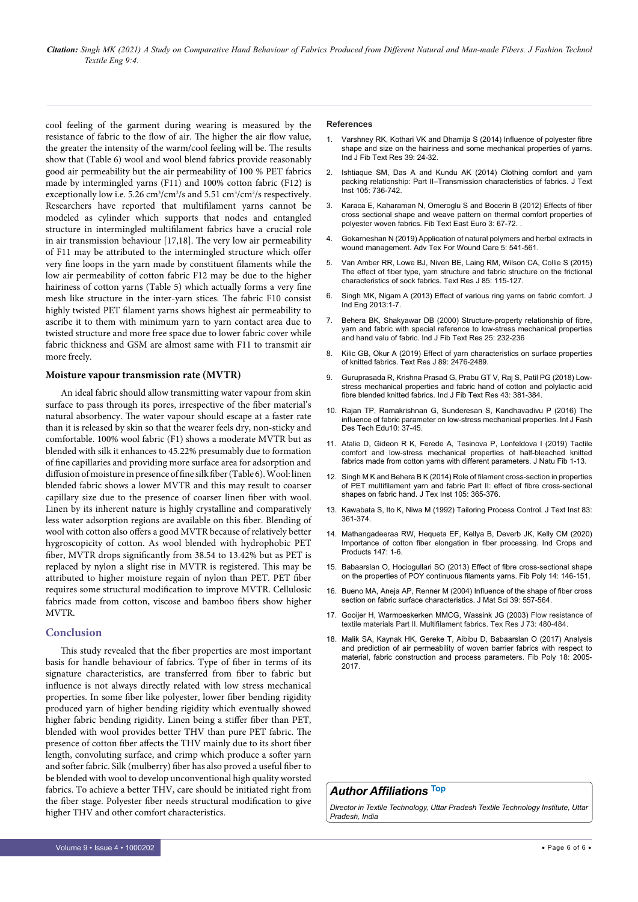cool feeling of the garment during wearing is measured by the resistance of fabric to the flow of air. The higher the air flow value, the greater the intensity of the warm/cool feeling will be. The results show that (Table 6) wool and wool blend fabrics provide reasonably good air permeability but the air permeability of 100 % PET fabrics made by intermingled yarns (F11) and 100% cotton fabric (F12) is exceptionally low i.e. 5.26 $cm^3/cm^2/s$ and 5.51 $cm^3/cm^2/s$ respectively. Researchers have reported that multifilament yarns cannot be modeled as cylinder which supports that nodes and entangled structure in intermingled multifilament fabrics have a crucial role in air transmission behaviour [17,18]. The very low air permeability of F11 may be attributed to the intermingled structure which offer very fine loops in the yarn made by constituent filaments while the low air permeability of cotton fabric F12 may be due to the higher hairiness of cotton yarns (Table 5) which actually forms a very fine mesh like structure in the inter-yarn stices. The fabric F10 consist highly twisted PET filament yarns shows highest air permeability to ascribe it to them with minimum yarn to yarn contact area due to twisted structure and more free space due to lower fabric cover while fabric thickness and GSM are almost same with F11 to transmit air more freely.

### Moisture vapour transmission rate (MVTR)

An ideal fabric should allow transmitting water vapour from skin surface to pass through its pores, irrespective of the fiber material's natural absorbency. The water vapour should escape at a faster rate than it is released by skin so that the wearer feels dry, non-sticky and comfortable. 100% wool fabric (F1) shows a moderate MVTR but as blended with silk it enhances to 45.22% presumably due to formation of fine capillaries and providing more surface area for adsorption and diffusion of moisture in presence of fine silk fiber (Table 6). Wool: linen blended fabric shows a lower MVTR and this may result to coarser capillary size due to the presence of coarser linen fiber with wool. Linen by its inherent nature is highly crystalline and comparatively less water adsorption regions are available on this fiber. Blending of wool with cotton also offers a good MVTR because of relatively better hygroscopicity of cotton. As wool blended with hydrophobic PET fiber, MVTR drops significantly from 38.54 to 13.42% but as PET is replaced by nylon a slight rise in MVTR is registered. This may be attributed to higher moisture regain of nylon than PET. PET fiber requires some structural modification to improve MVTR. Cellulosic fabrics made from cotton, viscose and bamboo fibers show higher MVTR.

## Conclusion

This study revealed that the fiber properties are most important basis for handle behaviour of fabrics. Type of fiber in terms of its signature characteristics, are transferred from fiber to fabric but influence is not always directly related with low stress mechanical properties. In some fiber like polyester, lower fiber bending rigidity produced yarn of higher bending rigidity which eventually showed higher fabric bending rigidity. Linen being a stiffer fiber than PET, blended with wool provides better THV than pure PET fabric. The presence of cotton fiber affects the THV mainly due to its short fiber length, convoluting surface, and crimp which produce a softer yarn and softer fabric. Silk (mulberry) fiber has also proved a useful fiber to be blended with wool to develop unconventional high quality worsted fabrics. To achieve a better THV, care should be initiated right from the fiber stage. Polyester fiber needs structural modification to give higher THV and other comfort characteristics.

#### References

1. Varshney RK, Kothari VK and Dhamija S (2014) Influence of polyester fibre shape and size on the hairiness and some mechanical properties of yarns. Ind J Fib Text Res 39: 24-32.
2. Ishtiaque SM, Das A and Kundu AK (2014) Clothing comfort and yarn packing relationship: Part II–Transmission characteristics of fabrics. J Text Inst 105: 736-742.
3. Karaca E, Kaharaman N, Omeroglu S and Bocerin B (2012) Effects of fiber cross sectional shape and weave pattern on thermal comfort properties of polyester woven fabrics. Fib Text East Euro 3: 67-72. .
4. Gokarneshan N (2019) Application of natural polymers and herbal extracts in wound management. Adv Tex For Wound Care 5: 541-561.
5. Van Amber RR, Lowe BJ, Niven BE, Laing RM, Wilson CA, Collie S (2015) The effect of fiber type, yarn structure and fabric structure on the frictional characteristics of sock fabrics. Text Res J 85: 115-127.
6. Singh MK, Nigam A (2013) Effect of various ring yarns on fabric comfort. J Ind Eng 2013:1-7.
7. Behera BK, Shakyawar DB (2000) Structure-property relationship of fibre, yarn and fabric with special reference to low-stress mechanical properties and hand valu of fabric. Ind J Fib Text Res 25: 232-236
8. Kilic GB, Okur A (2019) Effect of yarn characteristics on surface properties of knitted fabrics. Text Res J 89: 2476-2489.
9. Guruprasada R, Krishna Prasad G, Prabu GT V, Raj S, Patil PG (2018) Low-stress mechanical properties and fabric hand of cotton and polylactic acid fibre blended knitted fabrics. Ind J Fib Text Res 43: 381-384.
10. Rajan TP, Ramakrishnan G, Sunderesan S, Kandhavadivu P (2016) The influence of fabric parameter on low-stress mechanical properties. Int J Fash Des Tech Edu10: 37-45.
11. Atalie D, Gideon R K, Ferede A, Tesinova P, Lonfeldova I (2019) Tactile comfort and low-stress mechanical properties of half-bleached knitted fabrics made from cotton yarns with different parameters. J Natu Fib 1-13.
12. Singh M K and Behera B K (2014) Role of filament cross-section in properties of PET multifilament yarn and fabric Part II: effect of fibre cross-sectional shapes on fabric hand. J Tex Inst 105: 365-376.
13. Kawabata S, Ito K, Niwa M (1992) Tailoring Process Control. J Text Inst 83: 361-374.
14. Mathangadeeraa RW, Hequeta EF, Kellya B, Deverb JK, Kelly CM (2020) Importance of cotton fiber elongation in fiber processing. Ind Crops and Products 147: 1-6.
15. Babaarslan O, Hociogullari SO (2013) Effect of fibre cross-sectional shape on the properties of POY continuous filaments yarns. Fib Poly 14: 146-151.
16. Bueno MA, Aneja AP, Renner M (2004) Influence of the shape of fiber cross section on fabric surface characteristics. J Mat Sci 39: 557-564.
17. Gooijer H, Warmoeskerken MMCG, Wassink JG (2003) Flow resistance of textile materials Part II. Multifilament fabrics. Tex Res J 73: 480-484.
18. Malik SA, Kaynak HK, Gereke T, Aibibu D, Babaarslan O (2017) Analysis and prediction of air permeability of woven barrier fabrics with respect to material, fabric construction and process parameters. Fib Poly 18: 2005-2017.

### Author Affiliations

*Director in Textile Technology, Uttar Pradesh Textile Technology Institute, Uttar Pradesh, India*